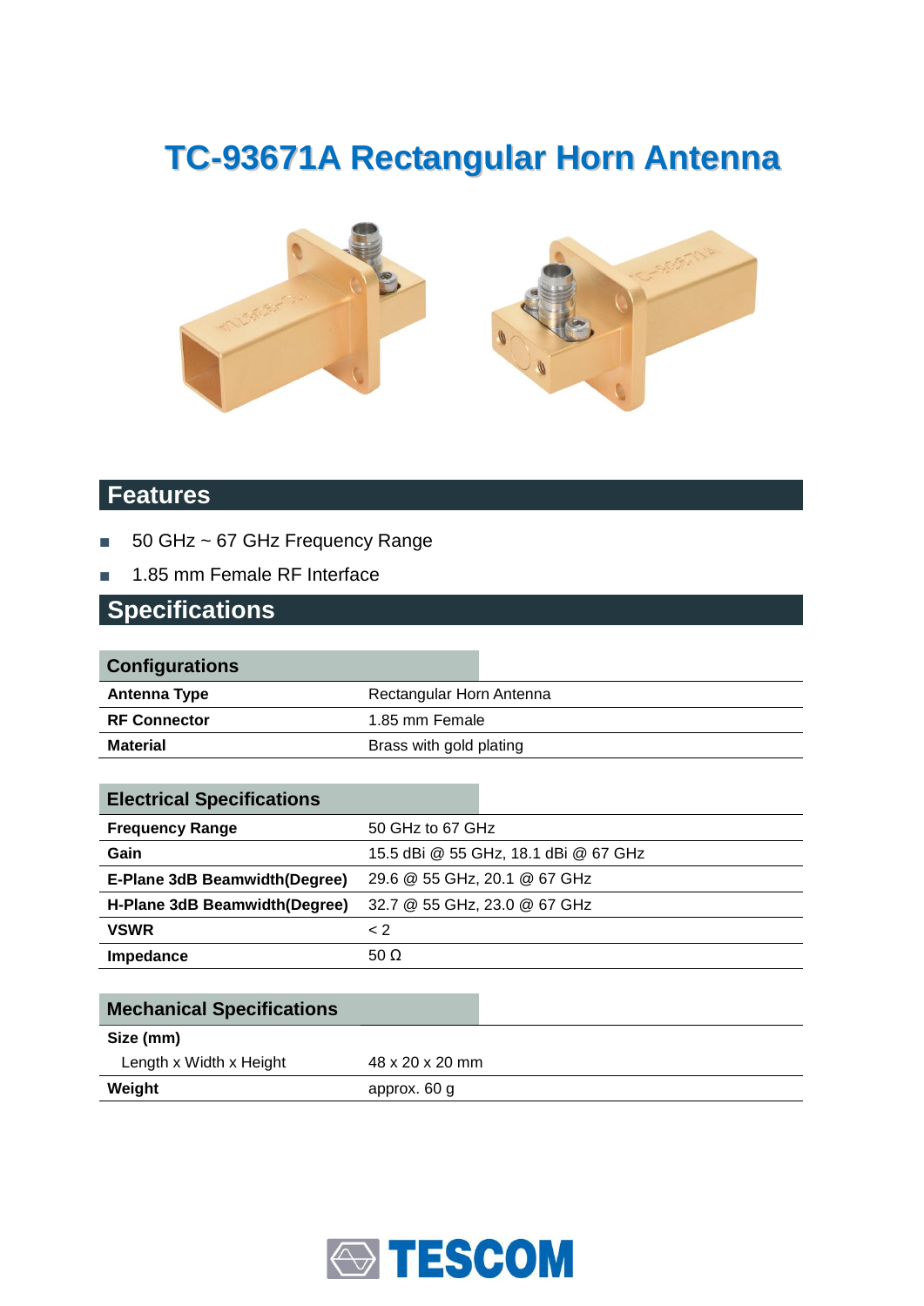# TC-93671A Rectangular Horn Antenna

## Features

- 50 GHz ~ 67 GHz Frequency Range
- 1.85 mm Female RF Interface

## Specifications

| Configurations | |
|---|---|
| **Antenna Type** | Rectangular Horn Antenna |
| **RF Connector** | 1.85 mm Female |
| **Material** | Brass with gold plating |

| Electrical Specifications | |
|---|---|
| **Frequency Range** | 50 GHz to 67 GHz |
| **Gain** | 15.5 dBi @ 55 GHz, 18.1 dBi @ 67 GHz |
| **E-Plane 3dB Beamwidth(Degree)** | 29.6 @ 55 GHz, 20.1 @ 67 GHz |
| **H-Plane 3dB Beamwidth(Degree)** | 32.7 @ 55 GHz, 23.0 @ 67 GHz |
| **VSWR** | < 2 |
| **Impedance** | 50 Ω |

| Mechanical Specifications | |
|---|---|
| **Size (mm)** | |
| Length x Width x Height | 48 x 20 x 20 mm |
| **Weight** | approx. 60 g |

TESCOM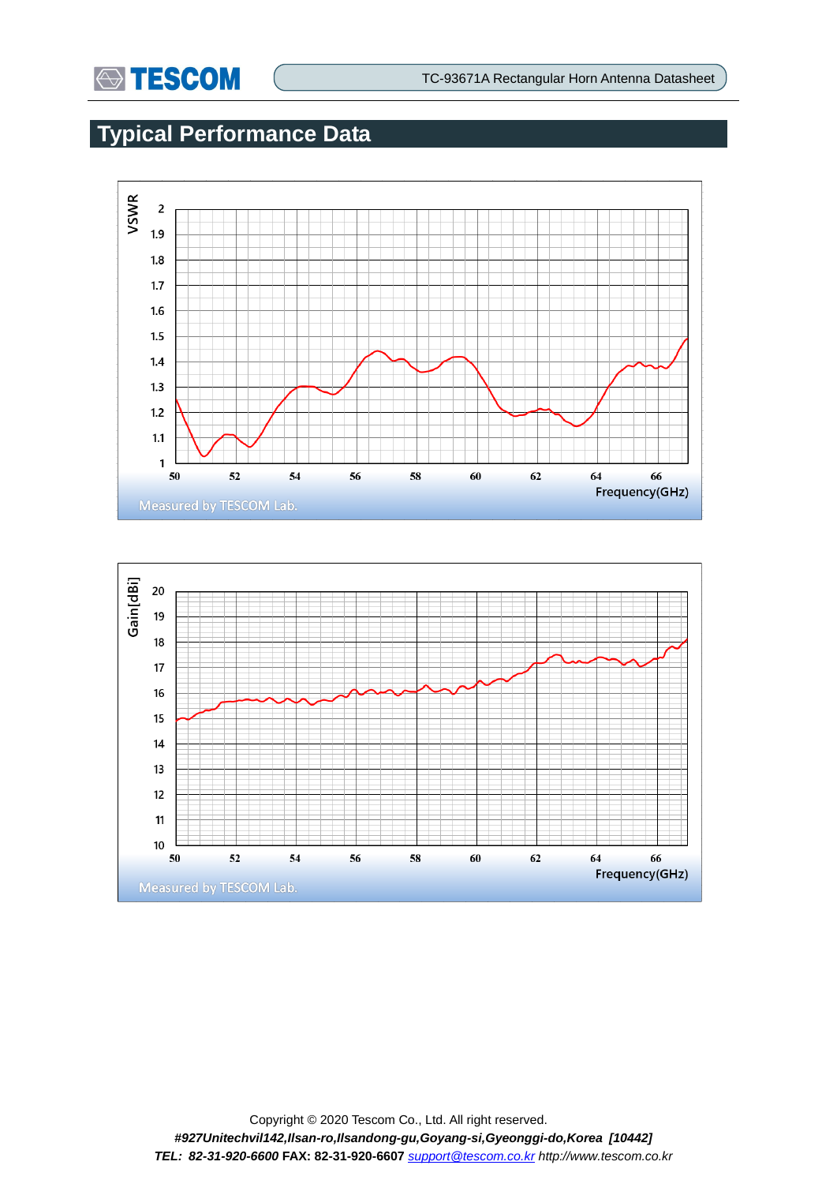# Typical Performance Data

VSWR

2
1.9
1.8
1.7
1.6
1.5
1.4
1.3
1.2
1.1
1

50 52 54 56 58 60 62 64 66

Frequency(GHz)

Measured by TESCOM Lab.

Gain[dBi]

20
19
18
17
16
15
14
13
12
11
10

50 52 54 56 58 60 62 64 66

Frequency(GHz)

Measured by TESCOM Lab.

Copyright © 2020 Tescom Co., Ltd. All right reserved.

***#927Unitechvil142,Ilsan-ro,Ilsandong-gu,Goyang-si,Gyeonggi-do,Korea [10442]***

***TEL: 82-31-920-6600*** **FAX: 82-31-920-6607** *support@tescom.co.kr http://www.tescom.co.kr*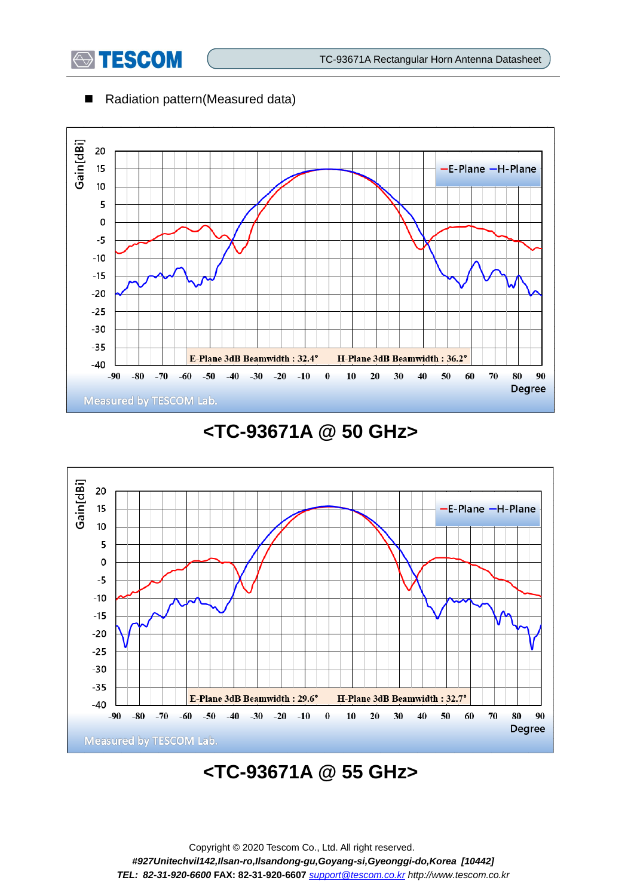- Radiation pattern(Measured data)

E-Plane 3dB Beamwidth : 32.4°  H-Plane 3dB Beamwidth : 36.2°

**<TC-93671A @ 50 GHz>**

E-Plane 3dB Beamwidth : 29.6°  H-Plane 3dB Beamwidth : 32.7°

**<TC-93671A @ 55 GHz>**

Copyright © 2020 Tescom Co., Ltd. All right reserved.

***#927Unitechvil142,Ilsan-ro,Ilsandong-gu,Goyang-si,Gyeonggi-do,Korea [10442]***

***TEL: 82-31-920-6600*** **FAX: 82-31-920-6607** *support@tescom.co.kr http://www.tescom.co.kr*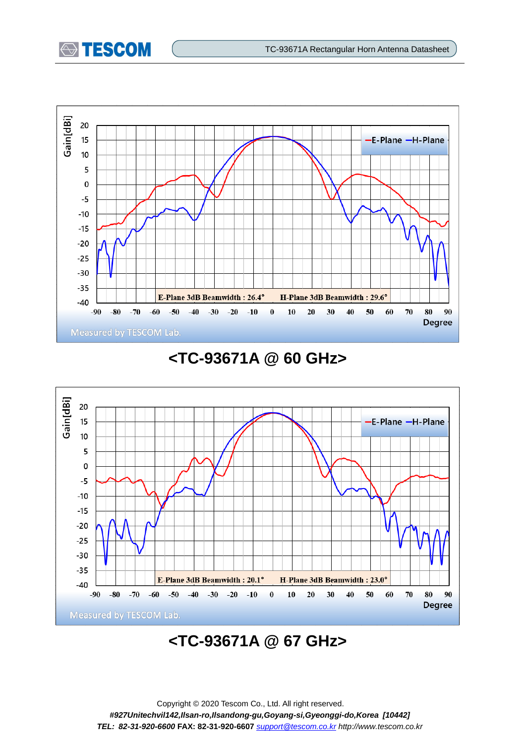E-Plane 3dB Beamwidth : 26.4°  H-Plane 3dB Beamwidth : 29.6°

Measured by TESCOM Lab.

**<TC-93671A @ 60 GHz>**

E-Plane 3dB Beamwidth : 20.1°  H-Plane 3dB Beamwidth : 23.0°

Measured by TESCOM Lab.

**<TC-93671A @ 67 GHz>**

Copyright © 2020 Tescom Co., Ltd. All right reserved.

*#927Unitechvil142,Ilsan-ro,Ilsandong-gu,Goyang-si,Gyeonggi-do,Korea [10442]*

*TEL: 82-31-920-6600* FAX: 82-31-920-6607 *support@tescom.co.kr http://www.tescom.co.kr*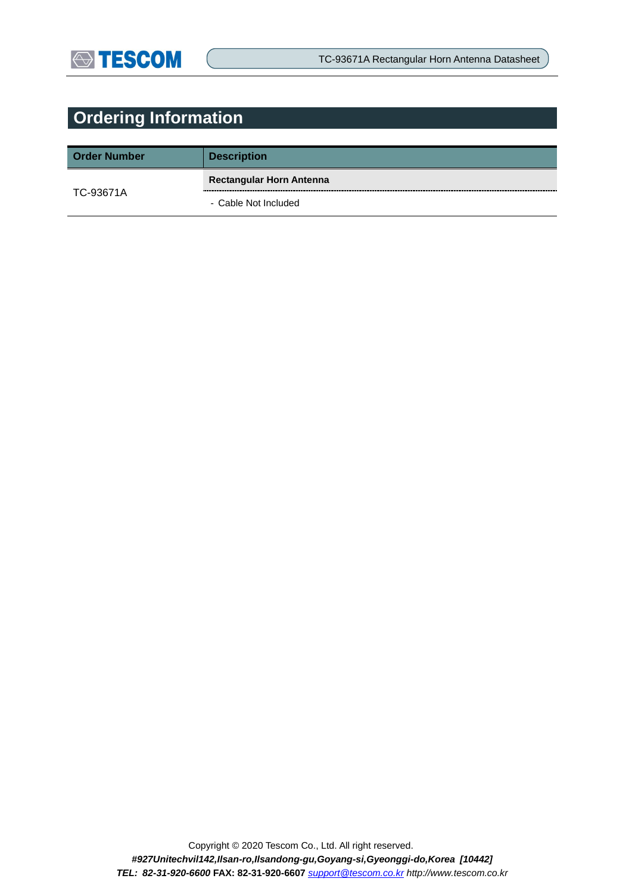# Ordering Information

| Order Number | Description |
| --- | --- |
| TC-93671A | **Rectangular Horn Antenna**<br>- Cable Not Included |

Copyright © 2020 Tescom Co., Ltd. All right reserved.

***#927Unitechvil142,Ilsan-ro,Ilsandong-gu,Goyang-si,Gyeonggi-do,Korea [10442]***

***TEL: 82-31-920-6600*** **FAX: 82-31-920-6607** *support@tescom.co.kr http://www.tescom.co.kr*